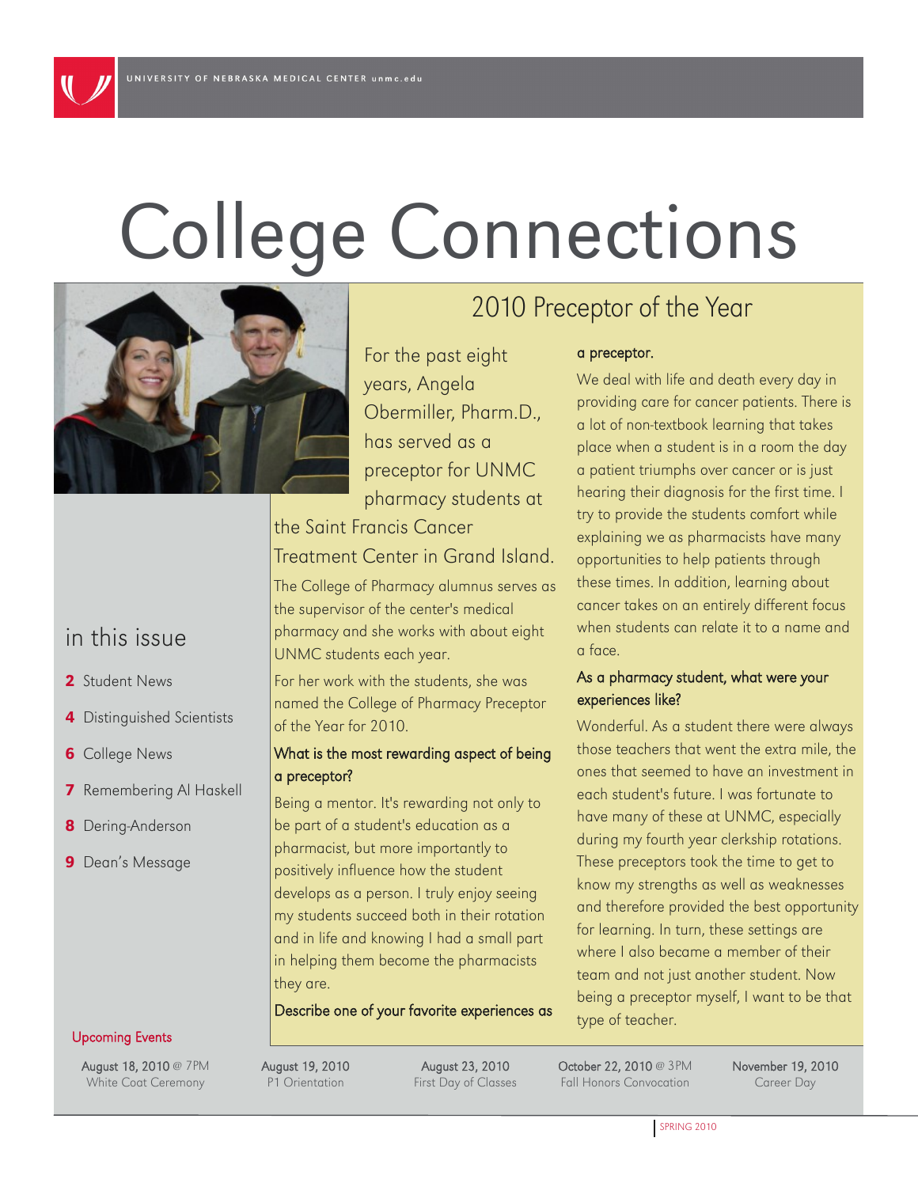# College Connections

## 2010 Preceptor of the Year

For the past eight years, Angela Obermiller, Pharm.D., has served as a preceptor for UNMC pharmacy students at the Saint Francis Cancer Treatment Center in Grand Island.

The College of Pharmacy alumnus serves as the supervisor of the center's medical pharmacy and she works with about eight UNMC students each year.

For her work with the students, she was named the College of Pharmacy Preceptor of the Year for 2010.

**What is the most rewarding aspect of being a preceptor?**

Being a mentor. It's rewarding not only to be part of a student's education as a pharmacist, but more importantly to positively influence how the student develops as a person. I truly enjoy seeing my students succeed both in their rotation and in life and knowing I had a small part in helping them become the pharmacists they are.

**Describe one of your favorite experiences as a preceptor.**

We deal with life and death every day in providing care for cancer patients. There is a lot of non-textbook learning that takes place when a student is in a room the day a patient triumphs over cancer or is just hearing their diagnosis for the first time. I try to provide the students comfort while explaining we as pharmacists have many opportunities to help patients through these times. In addition, learning about cancer takes on an entirely different focus when students can relate it to a name and a face.

**As a pharmacy student, what were your experiences like?**

Wonderful. As a student there were always those teachers that went the extra mile, the ones that seemed to have an investment in each student's future. I was fortunate to have many of these at UNMC, especially during my fourth year clerkship rotations. These preceptors took the time to get to know my strengths as well as weaknesses and therefore provided the best opportunity for learning. In turn, these settings are where I also became a member of their team and not just another student. Now being a preceptor myself, I want to be that type of teacher.

## in this issue

- **2** Student News
- **4** Distinguished Scientists
- **6** College News
- **7** Remembering Al Haskell
- **8** Dering-Anderson
- **9** Dean's Message

## Upcoming Events

- August 18, 2010 @ 7PM — White Coat Ceremony
- August 19, 2010 — P1 Orientation
- August 23, 2010 — First Day of Classes
- October 22, 2010 @ 3PM — Fall Honors Convocation
- November 19, 2010 — Career Day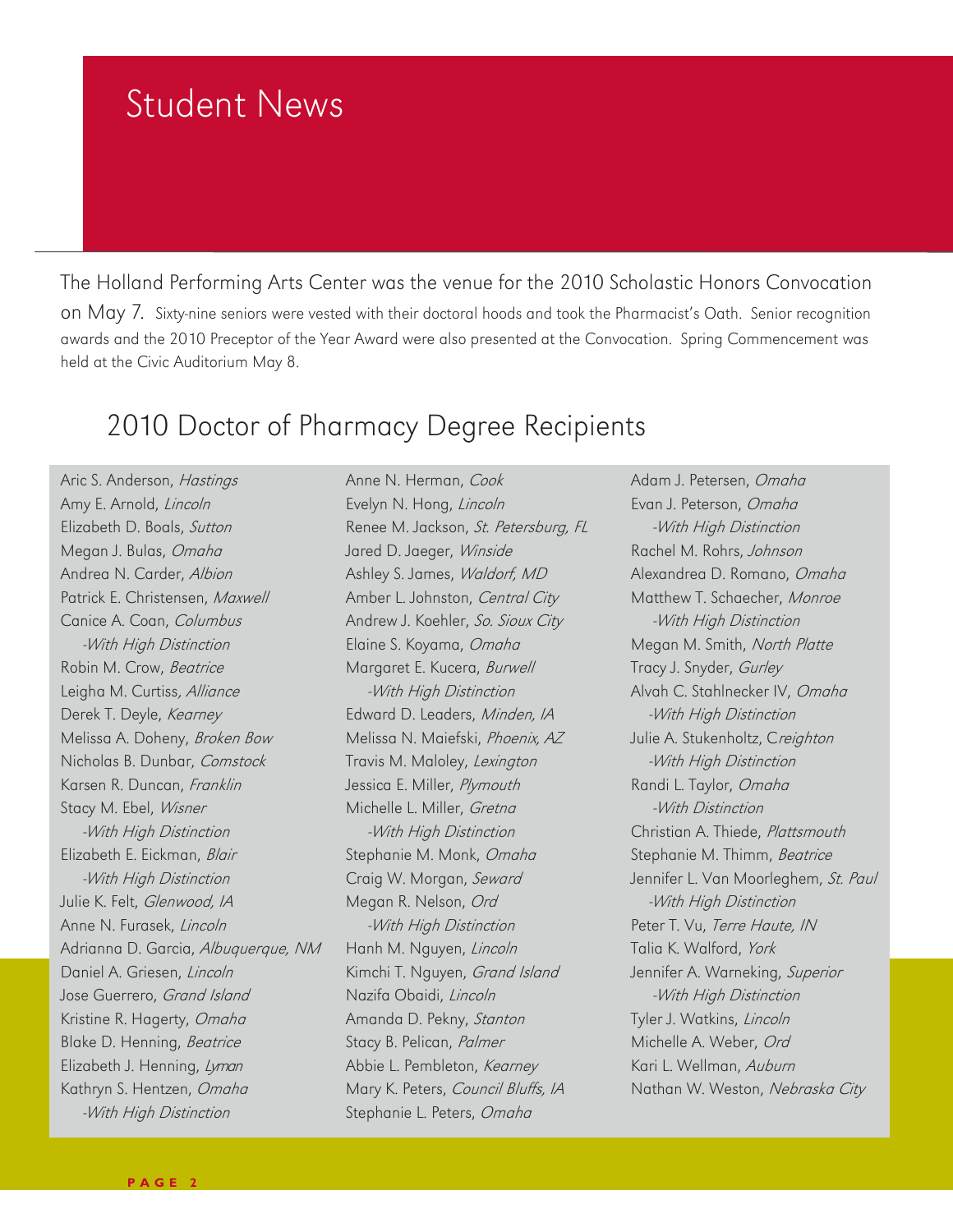// Student News

The Holland Performing Arts Center was the venue for the 2010 Scholastic Honors Convocation on May 7. Sixty-nine seniors were vested with their doctoral hoods and took the Pharmacist's Oath. Senior recognition awards and the 2010 Preceptor of the Year Award were also presented at the Convocation. Spring Commencement was held at the Civic Auditorium May 8.

## 2010 Doctor of Pharmacy Degree Recipients

Aric S. Anderson, *Hastings*
Amy E. Arnold, *Lincoln*
Elizabeth D. Boals, *Sutton*
Megan J. Bulas, *Omaha*
Andrea N. Carder, *Albion*
Patrick E. Christensen, *Maxwell*
Canice A. Coan, *Columbus*
*-With High Distinction*
Robin M. Crow, *Beatrice*
Leigha M. Curtiss, *Alliance*
Derek T. Deyle, *Kearney*
Melissa A. Doheny, *Broken Bow*
Nicholas B. Dunbar, *Comstock*
Karsen R. Duncan, *Franklin*
Stacy M. Ebel, *Wisner*
*-With High Distinction*
Elizabeth E. Eickman, *Blair*
*-With High Distinction*
Julie K. Felt, *Glenwood, IA*
Anne N. Furasek, *Lincoln*
Adrianna D. Garcia, *Albuquerque, NM*
Daniel A. Griesen, *Lincoln*
Jose Guerrero, *Grand Island*
Kristine R. Hagerty, *Omaha*
Blake D. Henning, *Beatrice*
Elizabeth J. Henning, *Lyman*
Kathryn S. Hentzen, *Omaha*
*-With High Distinction*
Anne N. Herman, *Cook*
Evelyn N. Hong, *Lincoln*
Renee M. Jackson, *St. Petersburg, FL*
Jared D. Jaeger, *Winside*
Ashley S. James, *Waldorf, MD*
Amber L. Johnston, *Central City*
Andrew J. Koehler, *So. Sioux City*
Elaine S. Koyama, *Omaha*
Margaret E. Kucera, *Burwell*
*-With High Distinction*
Edward D. Leaders, *Minden, IA*
Melissa N. Maiefski, *Phoenix, AZ*
Travis M. Maloley, *Lexington*
Jessica E. Miller, *Plymouth*
Michelle L. Miller, *Gretna*
*-With High Distinction*
Stephanie M. Monk, *Omaha*
Craig W. Morgan, *Seward*
Megan R. Nelson, *Ord*
*-With High Distinction*
Hanh M. Nguyen, *Lincoln*
Kimchi T. Nguyen, *Grand Island*
Nazifa Obaidi, *Lincoln*
Amanda D. Pekny, *Stanton*
Stacy B. Pelican, *Palmer*
Abbie L. Pembleton, *Kearney*
Mary K. Peters, *Council Bluffs, IA*
Stephanie L. Peters, *Omaha*
Adam J. Petersen, *Omaha*
Evan J. Peterson, *Omaha*
*-With High Distinction*
Rachel M. Rohrs, *Johnson*
Alexandrea D. Romano, *Omaha*
Matthew T. Schaecher, *Monroe*
*-With High Distinction*
Megan M. Smith, *North Platte*
Tracy J. Snyder, *Gurley*
Alvah C. Stahlnecker IV, *Omaha*
*-With High Distinction*
Julie A. Stukenholtz, *Creighton*
*-With High Distinction*
Randi L. Taylor, *Omaha*
*-With Distinction*
Christian A. Thiede, *Plattsmouth*
Stephanie M. Thimm, *Beatrice*
Jennifer L. Van Moorleghem, *St. Paul*
*-With High Distinction*
Peter T. Vu, *Terre Haute, IN*
Talia K. Walford, *York*
Jennifer A. Warneking, *Superior*
*-With High Distinction*
Tyler J. Watkins, *Lincoln*
Michelle A. Weber, *Ord*
Kari L. Wellman, *Auburn*
Nathan W. Weston, *Nebraska City*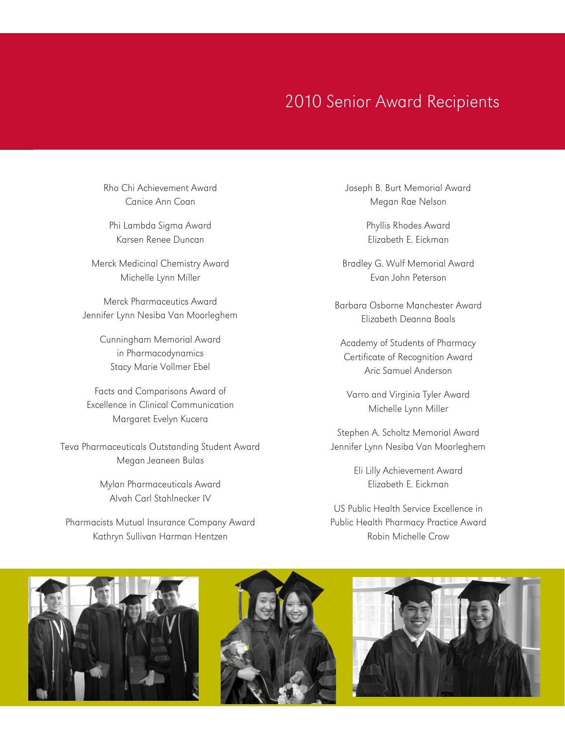# 2010 Senior Award Recipients

Rho Chi Achievement Award
Canice Ann Coan

Phi Lambda Sigma Award
Karsen Renee Duncan

Merck Medicinal Chemistry Award
Michelle Lynn Miller

Merck Pharmaceutics Award
Jennifer Lynn Nesiba Van Moorleghem

Cunningham Memorial Award in Pharmacodynamics
Stacy Marie Vollmer Ebel

Facts and Comparisons Award of Excellence in Clinical Communication
Margaret Evelyn Kucera

Teva Pharmaceuticals Outstanding Student Award
Megan Jeaneen Bulas

Mylan Pharmaceuticals Award
Alvah Carl Stahlnecker IV

Pharmacists Mutual Insurance Company Award
Kathryn Sullivan Harman Hentzen

Joseph B. Burt Memorial Award
Megan Rae Nelson

Phyllis Rhodes Award
Elizabeth E. Eickman

Bradley G. Wulf Memorial Award
Evan John Peterson

Barbara Osborne Manchester Award
Elizabeth Deanna Boals

Academy of Students of Pharmacy Certificate of Recognition Award
Aric Samuel Anderson

Varro and Virginia Tyler Award
Michelle Lynn Miller

Stephen A. Scholtz Memorial Award
Jennifer Lynn Nesiba Van Moorleghem

Eli Lilly Achievement Award
Elizabeth E. Eickman

US Public Health Service Excellence in Public Health Pharmacy Practice Award
Robin Michelle Crow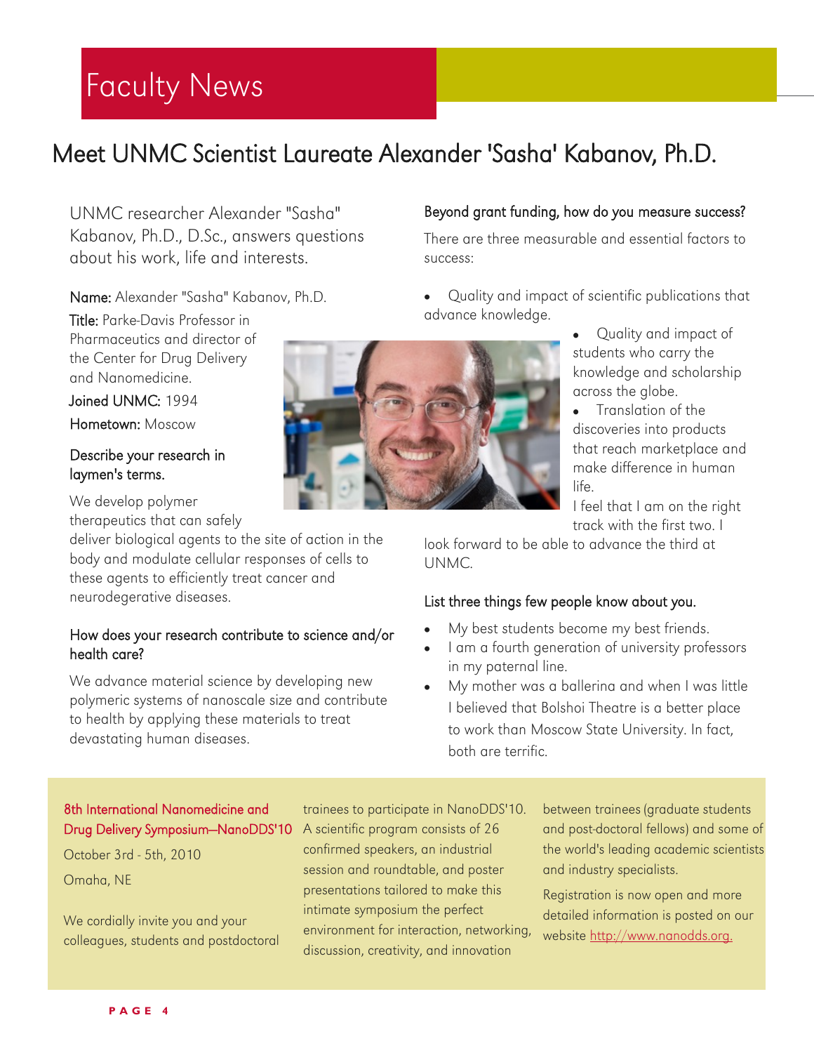# Faculty News

## Meet UNMC Scientist Laureate Alexander 'Sasha' Kabanov, Ph.D.

UNMC researcher Alexander "Sasha" Kabanov, Ph.D., D.Sc., answers questions about his work, life and interests.

**Name:** Alexander "Sasha" Kabanov, Ph.D.

**Title:** Parke-Davis Professor in Pharmaceutics and director of the Center for Drug Delivery and Nanomedicine.

**Joined UNMC:** 1994

**Hometown:** Moscow

### Describe your research in laymen's terms.

We develop polymer therapeutics that can safely deliver biological agents to the site of action in the body and modulate cellular responses of cells to these agents to efficiently treat cancer and neurodegenerative diseases.

### How does your research contribute to science and/or health care?

We advance material science by developing new polymeric systems of nanoscale size and contribute to health by applying these materials to treat devastating human diseases.

### Beyond grant funding, how do you measure success?

There are three measurable and essential factors to success:

- Quality and impact of scientific publications that advance knowledge.
- Quality and impact of students who carry the knowledge and scholarship across the globe.
- Translation of the discoveries into products that reach marketplace and make difference in human life.

I feel that I am on the right track with the first two. I look forward to be able to advance the third at UNMC.

### List three things few people know about you.

- My best students become my best friends.
- I am a fourth generation of university professors in my paternal line.
- My mother was a ballerina and when I was little I believed that Bolshoi Theatre is a better place to work than Moscow State University. In fact, both are terrific.

---

**8th International Nanomedicine and Drug Delivery Symposium—NanoDDS'10**

October 3rd - 5th, 2010

Omaha, NE

We cordially invite you and your colleagues, students and postdoctoral trainees to participate in NanoDDS'10. A scientific program consists of 26 confirmed speakers, an industrial session and roundtable, and poster presentations tailored to make this intimate symposium the perfect environment for interaction, networking, discussion, creativity, and innovation between trainees (graduate students and post-doctoral fellows) and some of the world's leading academic scientists and industry specialists.

Registration is now open and more detailed information is posted on our website http://www.nanodds.org.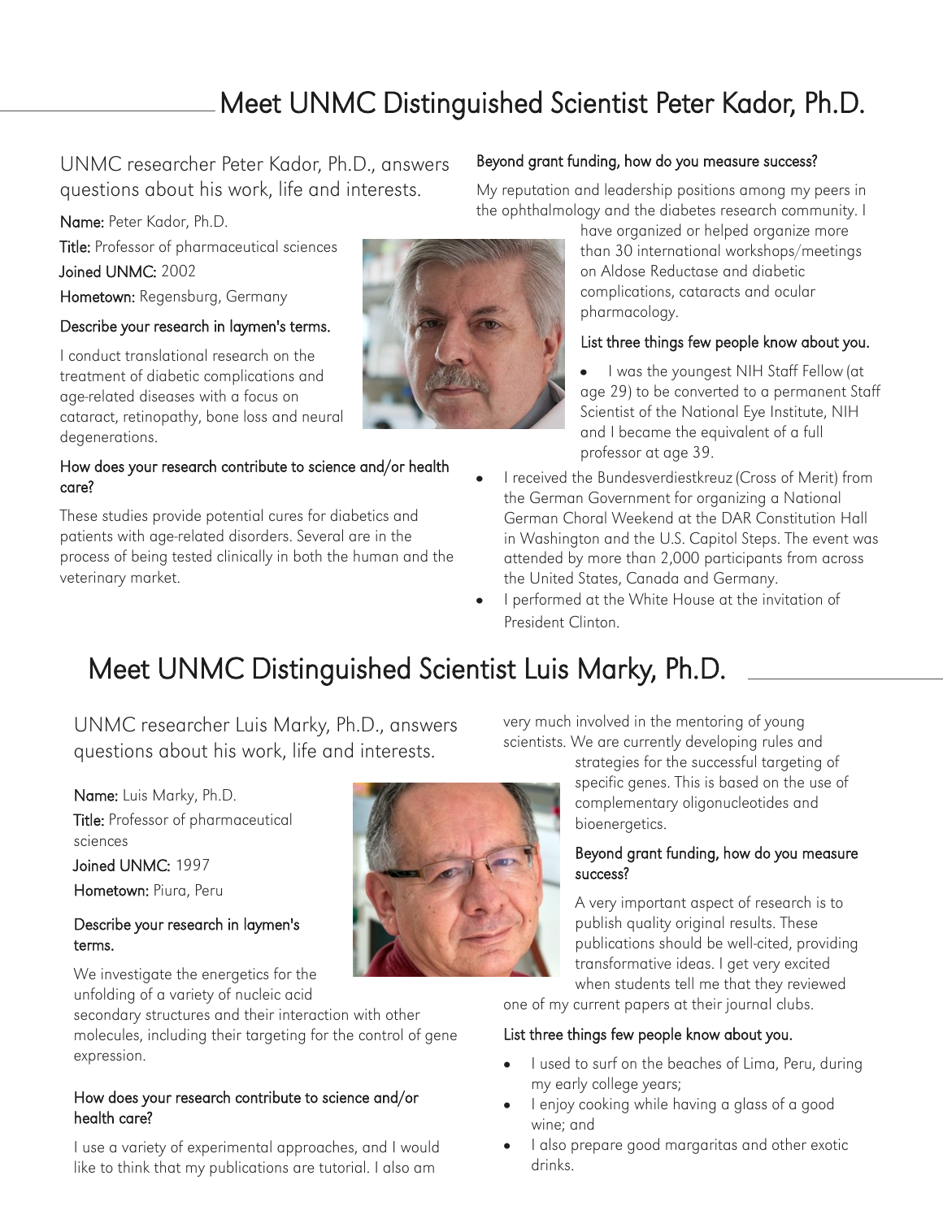# Meet UNMC Distinguished Scientist Peter Kador, Ph.D.

UNMC researcher Peter Kador, Ph.D., answers questions about his work, life and interests.

**Name:** Peter Kador, Ph.D.

**Title:** Professor of pharmaceutical sciences

**Joined UNMC:** 2002

**Hometown:** Regensburg, Germany

### Describe your research in laymen's terms.

I conduct translational research on the treatment of diabetic complications and age-related diseases with a focus on cataract, retinopathy, bone loss and neural degenerations.

### How does your research contribute to science and/or health care?

These studies provide potential cures for diabetics and patients with age-related disorders. Several are in the process of being tested clinically in both the human and the veterinary market.

### Beyond grant funding, how do you measure success?

My reputation and leadership positions among my peers in the ophthalmology and the diabetes research community. I have organized or helped organize more than 30 international workshops/meetings on Aldose Reductase and diabetic complications, cataracts and ocular pharmacology.

### List three things few people know about you.

- I was the youngest NIH Staff Fellow (at age 29) to be converted to a permanent Staff Scientist of the National Eye Institute, NIH and I became the equivalent of a full professor at age 39.
- I received the Bundesverdiestkreuz (Cross of Merit) from the German Government for organizing a National German Choral Weekend at the DAR Constitution Hall in Washington and the U.S. Capitol Steps. The event was attended by more than 2,000 participants from across the United States, Canada and Germany.
- I performed at the White House at the invitation of President Clinton.

# Meet UNMC Distinguished Scientist Luis Marky, Ph.D.

UNMC researcher Luis Marky, Ph.D., answers questions about his work, life and interests.

**Name:** Luis Marky, Ph.D.

**Title:** Professor of pharmaceutical sciences

**Joined UNMC:** 1997

**Hometown:** Piura, Peru

### Describe your research in laymen's terms.

We investigate the energetics for the unfolding of a variety of nucleic acid secondary structures and their interaction with other molecules, including their targeting for the control of gene expression.

### How does your research contribute to science and/or health care?

I use a variety of experimental approaches, and I would like to think that my publications are tutorial. I also am very much involved in the mentoring of young scientists. We are currently developing rules and strategies for the successful targeting of specific genes. This is based on the use of complementary oligonucleotides and bioenergetics.

### Beyond grant funding, how do you measure success?

A very important aspect of research is to publish quality original results. These publications should be well-cited, providing transformative ideas. I get very excited when students tell me that they reviewed one of my current papers at their journal clubs.

### List three things few people know about you.

- I used to surf on the beaches of Lima, Peru, during my early college years;
- I enjoy cooking while having a glass of a good wine; and
- I also prepare good margaritas and other exotic drinks.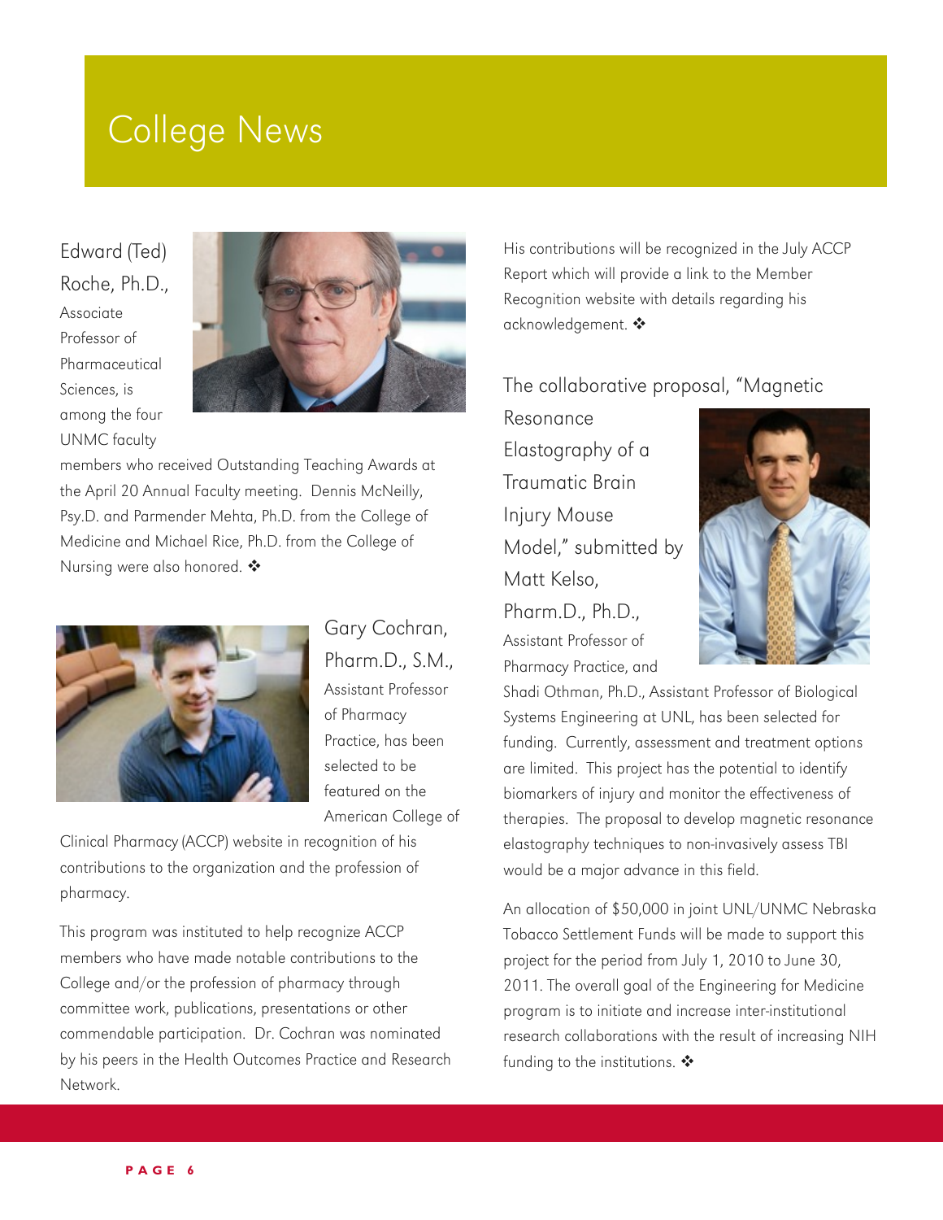# College News

Edward (Ted) Roche, Ph.D., Associate Professor of Pharmaceutical Sciences, is among the four UNMC faculty members who received Outstanding Teaching Awards at the April 20 Annual Faculty meeting. Dennis McNeilly, Psy.D. and Parmender Mehta, Ph.D. from the College of Medicine and Michael Rice, Ph.D. from the College of Nursing were also honored. ❖

Gary Cochran, Pharm.D., S.M., Assistant Professor of Pharmacy Practice, has been selected to be featured on the American College of Clinical Pharmacy (ACCP) website in recognition of his contributions to the organization and the profession of pharmacy.

This program was instituted to help recognize ACCP members who have made notable contributions to the College and/or the profession of pharmacy through committee work, publications, presentations or other commendable participation. Dr. Cochran was nominated by his peers in the Health Outcomes Practice and Research Network.

His contributions will be recognized in the July ACCP Report which will provide a link to the Member Recognition website with details regarding his acknowledgement. ❖

The collaborative proposal, "Magnetic Resonance Elastography of a Traumatic Brain Injury Mouse Model," submitted by Matt Kelso, Pharm.D., Ph.D., Assistant Professor of Pharmacy Practice, and Shadi Othman, Ph.D., Assistant Professor of Biological Systems Engineering at UNL, has been selected for funding. Currently, assessment and treatment options are limited. This project has the potential to identify biomarkers of injury and monitor the effectiveness of therapies. The proposal to develop magnetic resonance elastography techniques to non-invasively assess TBI would be a major advance in this field.

An allocation of $50,000 in joint UNL/UNMC Nebraska Tobacco Settlement Funds will be made to support this project for the period from July 1, 2010 to June 30, 2011. The overall goal of the Engineering for Medicine program is to initiate and increase inter-institutional research collaborations with the result of increasing NIH funding to the institutions. ❖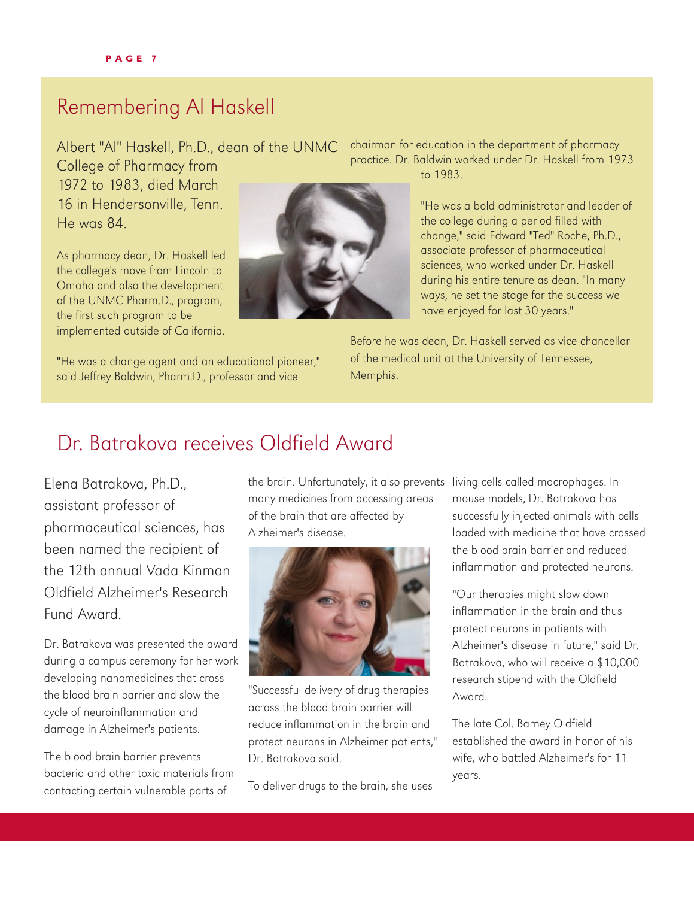## Remembering Al Haskell

Albert "Al" Haskell, Ph.D., dean of the UNMC College of Pharmacy from 1972 to 1983, died March 16 in Hendersonville, Tenn. He was 84.

As pharmacy dean, Dr. Haskell led the college's move from Lincoln to Omaha and also the development of the UNMC Pharm.D., program, the first such program to be implemented outside of California.

"He was a change agent and an educational pioneer," said Jeffrey Baldwin, Pharm.D., professor and vice chairman for education in the department of pharmacy practice. Dr. Baldwin worked under Dr. Haskell from 1973 to 1983.

"He was a bold administrator and leader of the college during a period filled with change," said Edward "Ted" Roche, Ph.D., associate professor of pharmaceutical sciences, who worked under Dr. Haskell during his entire tenure as dean. "In many ways, he set the stage for the success we have enjoyed for last 30 years."

Before he was dean, Dr. Haskell served as vice chancellor of the medical unit at the University of Tennessee, Memphis.

## Dr. Batrakova receives Oldfield Award

Elena Batrakova, Ph.D., assistant professor of pharmaceutical sciences, has been named the recipient of the 12th annual Vada Kinman Oldfield Alzheimer's Research Fund Award.

Dr. Batrakova was presented the award during a campus ceremony for her work developing nanomedicines that cross the blood brain barrier and slow the cycle of neuroinflammation and damage in Alzheimer's patients.

The blood brain barrier prevents bacteria and other toxic materials from contacting certain vulnerable parts of the brain. Unfortunately, it also prevents many medicines from accessing areas of the brain that are affected by Alzheimer's disease.

"Successful delivery of drug therapies across the blood brain barrier will reduce inflammation in the brain and protect neurons in Alzheimer patients," Dr. Batrakova said.

To deliver drugs to the brain, she uses living cells called macrophages. In mouse models, Dr. Batrakova has successfully injected animals with cells loaded with medicine that have crossed the blood brain barrier and reduced inflammation and protected neurons.

"Our therapies might slow down inflammation in the brain and thus protect neurons in patients with Alzheimer's disease in future," said Dr. Batrakova, who will receive a $10,000 research stipend with the Oldfield Award.

The late Col. Barney Oldfield established the award in honor of his wife, who battled Alzheimer's for 11 years.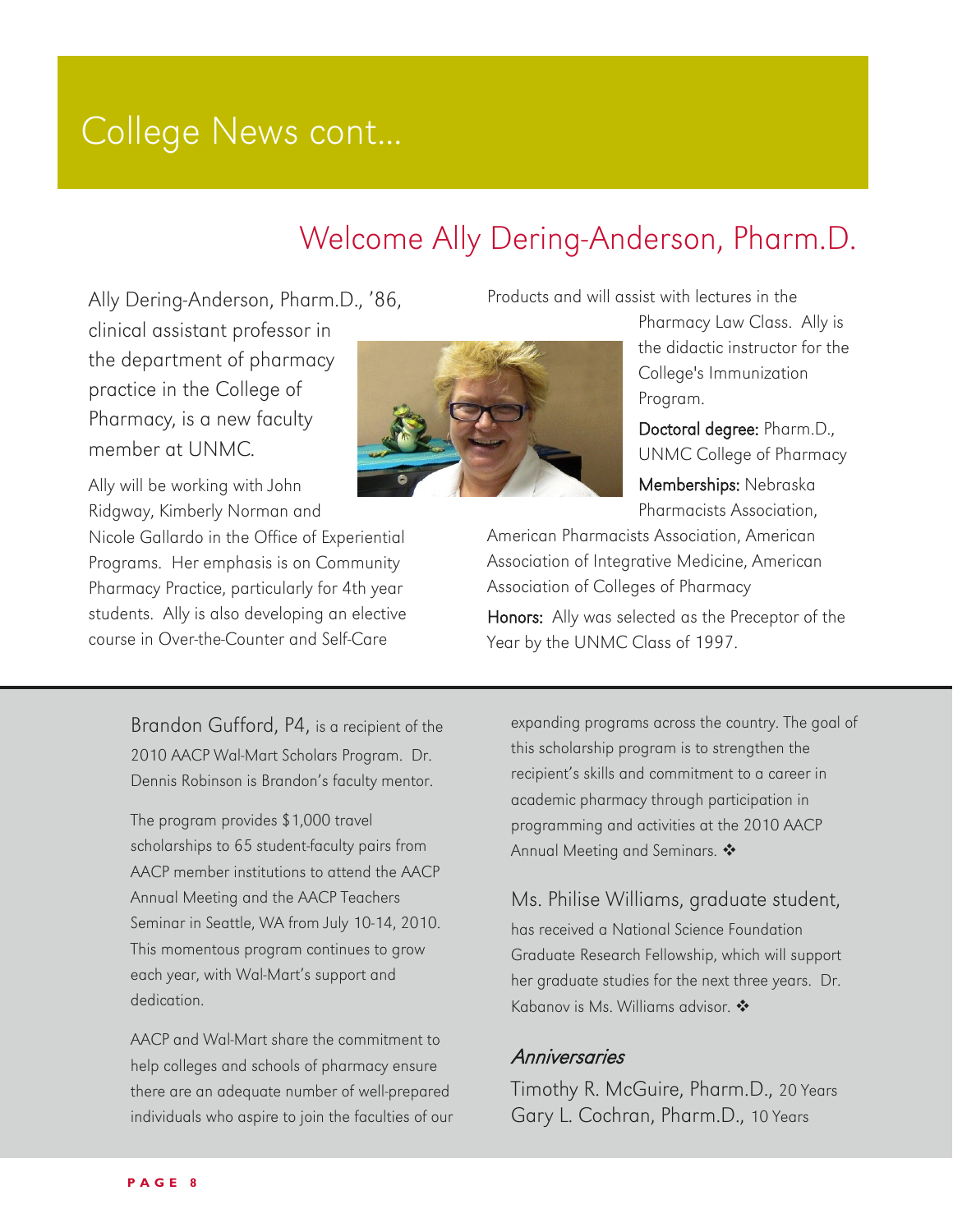# College News cont...

## Welcome Ally Dering-Anderson, Pharm.D.

Ally Dering-Anderson, Pharm.D., '86, clinical assistant professor in the department of pharmacy practice in the College of Pharmacy, is a new faculty member at UNMC.

Ally will be working with John Ridgway, Kimberly Norman and Nicole Gallardo in the Office of Experiential Programs. Her emphasis is on Community Pharmacy Practice, particularly for 4th year students. Ally is also developing an elective course in Over-the-Counter and Self-Care Products and will assist with lectures in the Pharmacy Law Class. Ally is the didactic instructor for the College's Immunization Program.

**Doctoral degree:** Pharm.D., UNMC College of Pharmacy

**Memberships:** Nebraska Pharmacists Association, American Pharmacists Association, American Association of Integrative Medicine, American Association of Colleges of Pharmacy

**Honors:** Ally was selected as the Preceptor of the Year by the UNMC Class of 1997.

---

Brandon Gufford, P4, is a recipient of the 2010 AACP Wal-Mart Scholars Program. Dr. Dennis Robinson is Brandon's faculty mentor.

The program provides $1,000 travel scholarships to 65 student-faculty pairs from AACP member institutions to attend the AACP Annual Meeting and the AACP Teachers Seminar in Seattle, WA from July 10-14, 2010. This momentous program continues to grow each year, with Wal-Mart's support and dedication.

AACP and Wal-Mart share the commitment to help colleges and schools of pharmacy ensure there are an adequate number of well-prepared individuals who aspire to join the faculties of our expanding programs across the country. The goal of this scholarship program is to strengthen the recipient's skills and commitment to a career in academic pharmacy through participation in programming and activities at the 2010 AACP Annual Meeting and Seminars. ❖

Ms. Philise Williams, graduate student, has received a National Science Foundation Graduate Research Fellowship, which will support her graduate studies for the next three years. Dr. Kabanov is Ms. Williams advisor. ❖

### *Anniversaries*

Timothy R. McGuire, Pharm.D., 20 Years
Gary L. Cochran, Pharm.D., 10 Years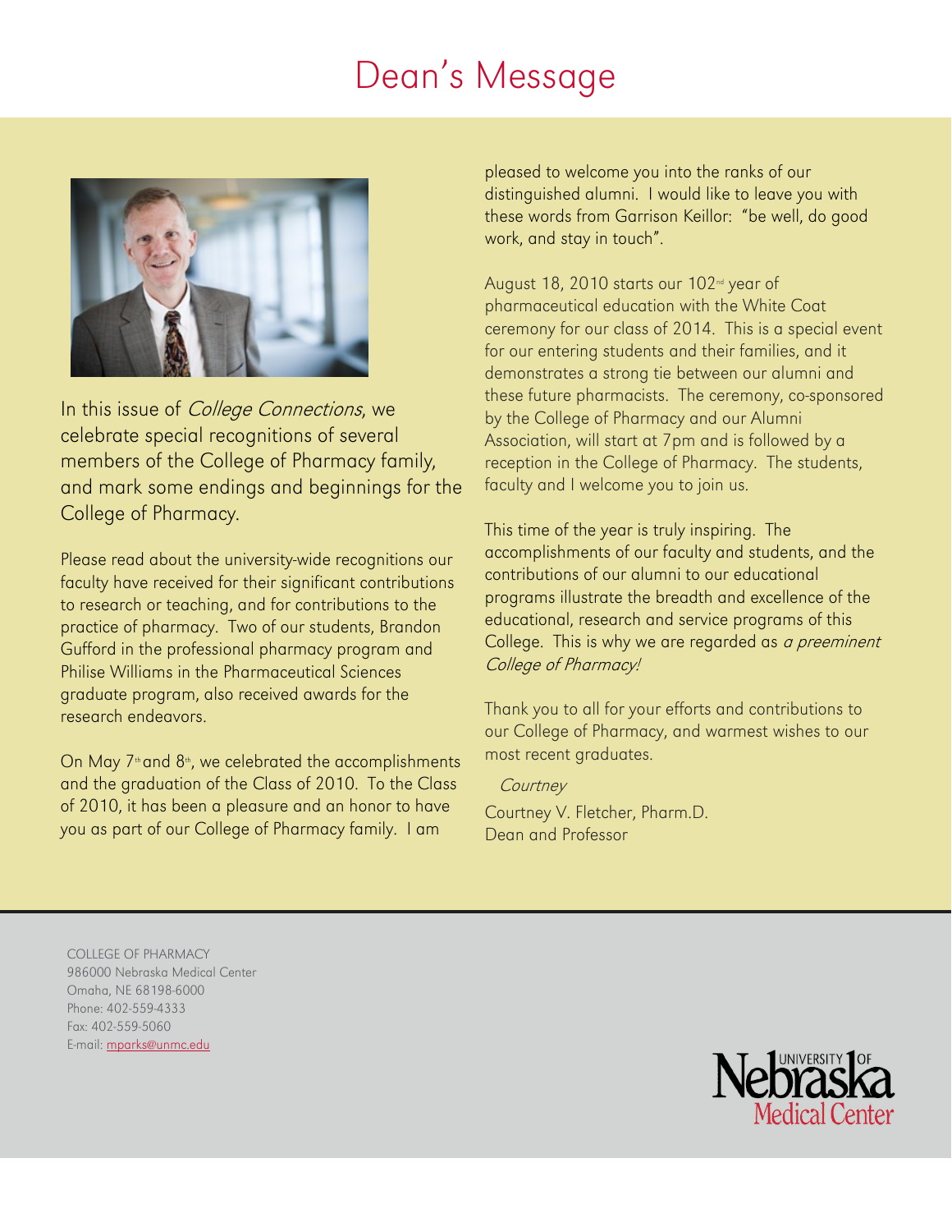# Dean's Message

In this issue of *College Connections*, we celebrate special recognitions of several members of the College of Pharmacy family, and mark some endings and beginnings for the College of Pharmacy.

Please read about the university-wide recognitions our faculty have received for their significant contributions to research or teaching, and for contributions to the practice of pharmacy. Two of our students, Brandon Gufford in the professional pharmacy program and Philise Williams in the Pharmaceutical Sciences graduate program, also received awards for the research endeavors.

On May 7th and 8th, we celebrated the accomplishments and the graduation of the Class of 2010. To the Class of 2010, it has been a pleasure and an honor to have you as part of our College of Pharmacy family. I am pleased to welcome you into the ranks of our distinguished alumni. I would like to leave you with these words from Garrison Keillor: "be well, do good work, and stay in touch".

August 18, 2010 starts our 102nd year of pharmaceutical education with the White Coat ceremony for our class of 2014. This is a special event for our entering students and their families, and it demonstrates a strong tie between our alumni and these future pharmacists. The ceremony, co-sponsored by the College of Pharmacy and our Alumni Association, will start at 7pm and is followed by a reception in the College of Pharmacy. The students, faculty and I welcome you to join us.

This time of the year is truly inspiring. The accomplishments of our faculty and students, and the contributions of our alumni to our educational programs illustrate the breadth and excellence of the educational, research and service programs of this College. This is why we are regarded as *a preeminent College of Pharmacy!*

Thank you to all for your efforts and contributions to our College of Pharmacy, and warmest wishes to our most recent graduates.

*Courtney*

Courtney V. Fletcher, Pharm.D.
Dean and Professor

COLLEGE OF PHARMACY
986000 Nebraska Medical Center
Omaha, NE 68198-6000
Phone: 402-559-4333
Fax: 402-559-5060
E-mail: mparks@unmc.edu

University of Nebraska Medical Center